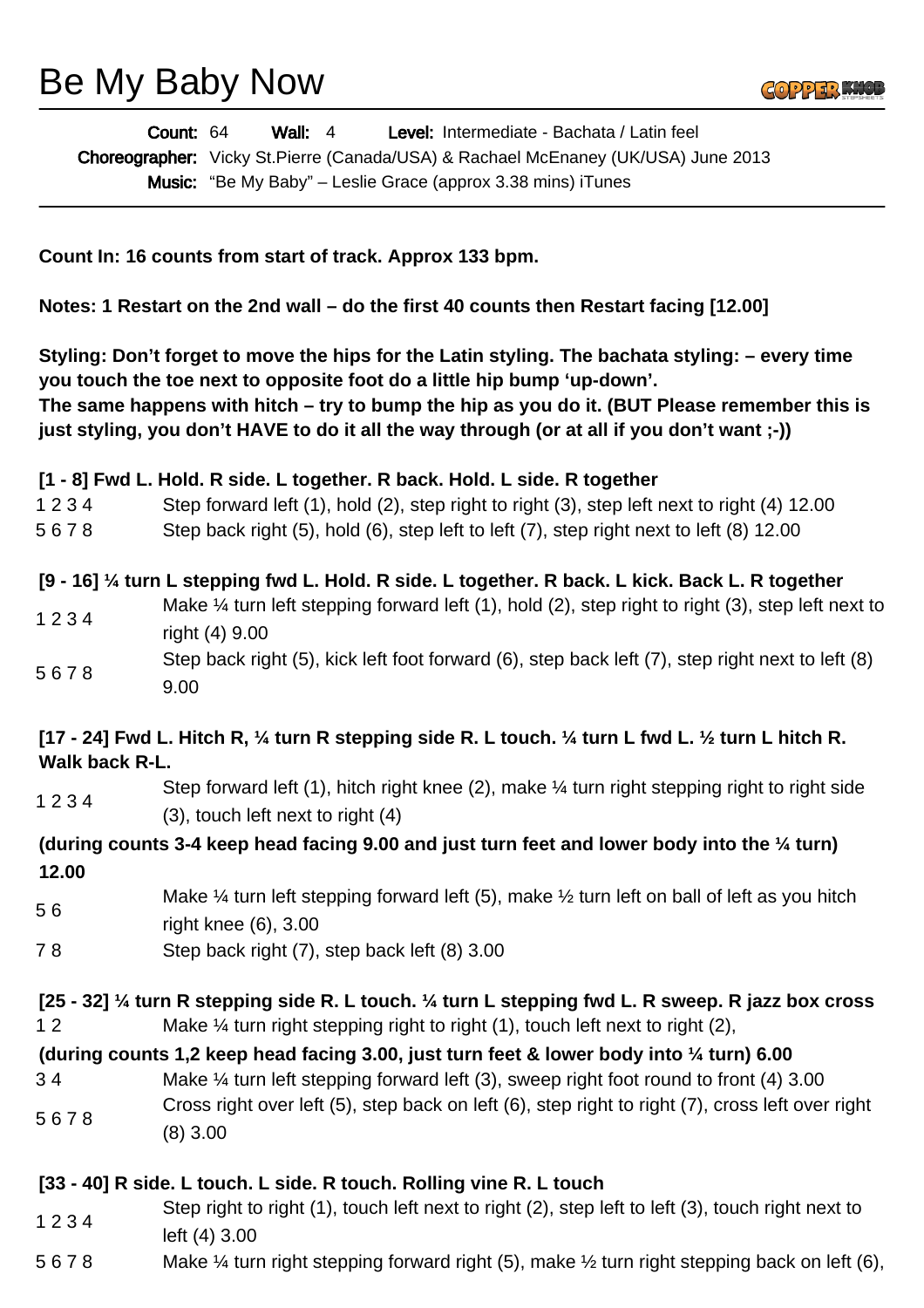# Be My Baby Now

**Count:** 64 **Wall:** 4 **Level:** Intermediate - Bachata / Latin feel

**Choreographer:** Vicky St.Pierre (Canada/USA) & Rachael McEnaney (UK/USA) June 2013

**Music:** "Be My Baby" – Leslie Grace (approx 3.38 mins) iTunes

---

**Count In: 16 counts from start of track. Approx 133 bpm.**

**Notes: 1 Restart on the 2nd wall – do the first 40 counts then Restart facing [12.00]**

**Styling: Don't forget to move the hips for the Latin styling. The bachata styling: – every time you touch the toe next to opposite foot do a little hip bump 'up-down'.**
**The same happens with hitch – try to bump the hip as you do it. (BUT Please remember this is just styling, you don't HAVE to do it all the way through (or at all if you don't want ;-))**

**[1 - 8] Fwd L. Hold. R side. L together. R back. Hold. L side. R together**

| | |
|---|---|
| 1 2 3 4 | Step forward left (1), hold (2), step right to right (3), step left next to right (4) 12.00 |
| 5 6 7 8 | Step back right (5), hold (6), step left to left (7), step right next to left (8) 12.00 |

**[9 - 16] ¼ turn L stepping fwd L. Hold. R side. L together. R back. L kick. Back L. R together**

| | |
|---|---|
| 1 2 3 4 | Make ¼ turn left stepping forward left (1), hold (2), step right to right (3), step left next to right (4) 9.00 |
| 5 6 7 8 | Step back right (5), kick left foot forward (6), step back left (7), step right next to left (8) 9.00 |

**[17 - 24] Fwd L. Hitch R, ¼ turn R stepping side R. L touch. ¼ turn L fwd L. ½ turn L hitch R. Walk back R-L.**

| | |
|---|---|
| 1 2 3 4 | Step forward left (1), hitch right knee (2), make ¼ turn right stepping right to right side (3), touch left next to right (4) |

**(during counts 3-4 keep head facing 9.00 and just turn feet and lower body into the ¼ turn) 12.00**

| | |
|---|---|
| 5 6 | Make ¼ turn left stepping forward left (5), make ½ turn left on ball of left as you hitch right knee (6), 3.00 |
| 7 8 | Step back right (7), step back left (8) 3.00 |

**[25 - 32] ¼ turn R stepping side R. L touch. ¼ turn L stepping fwd L. R sweep. R jazz box cross**

| | |
|---|---|
| 1 2 | Make ¼ turn right stepping right to right (1), touch left next to right (2), |

**(during counts 1,2 keep head facing 3.00, just turn feet & lower body into ¼ turn) 6.00**

| | |
|---|---|
| 3 4 | Make ¼ turn left stepping forward left (3), sweep right foot round to front (4) 3.00 |
| 5 6 7 8 | Cross right over left (5), step back on left (6), step right to right (7), cross left over right (8) 3.00 |

**[33 - 40] R side. L touch. L side. R touch. Rolling vine R. L touch**

| | |
|---|---|
| 1 2 3 4 | Step right to right (1), touch left next to right (2), step left to left (3), touch right next to left (4) 3.00 |
| 5 6 7 8 | Make ¼ turn right stepping forward right (5), make ½ turn right stepping back on left (6), |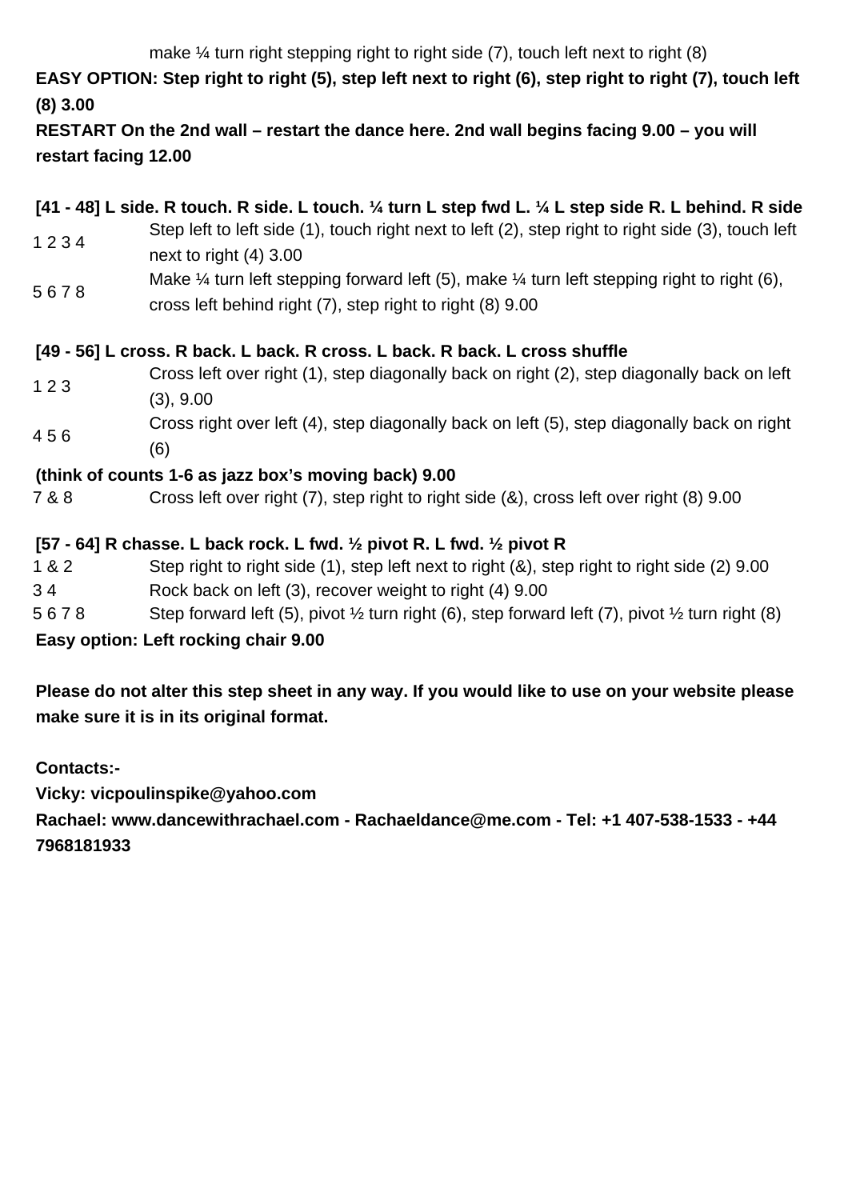make ¼ turn right stepping right to right side (7), touch left next to right (8)

**EASY OPTION: Step right to right (5), step left next to right (6), step right to right (7), touch left (8) 3.00**

**RESTART On the 2nd wall – restart the dance here. 2nd wall begins facing 9.00 – you will restart facing 12.00**

**[41 - 48] L side. R touch. R side. L touch. ¼ turn L step fwd L. ¼ L step side R. L behind. R side**

| | |
|---|---|
| 1 2 3 4 | Step left to left side (1), touch right next to left (2), step right to right side (3), touch left next to right (4) 3.00 |
| 5 6 7 8 | Make ¼ turn left stepping forward left (5), make ¼ turn left stepping right to right (6), cross left behind right (7), step right to right (8) 9.00 |

**[49 - 56] L cross. R back. L back. R cross. L back. R back. L cross shuffle**

| | |
|---|---|
| 1 2 3 | Cross left over right (1), step diagonally back on right (2), step diagonally back on left (3), 9.00 |
| 4 5 6 | Cross right over left (4), step diagonally back on left (5), step diagonally back on right (6) |

**(think of counts 1-6 as jazz box's moving back) 9.00**

| | |
|---|---|
| 7 & 8 | Cross left over right (7), step right to right side (&), cross left over right (8) 9.00 |

**[57 - 64] R chasse. L back rock. L fwd. ½ pivot R. L fwd. ½ pivot R**

| | |
|---|---|
| 1 & 2 | Step right to right side (1), step left next to right (&), step right to right side (2) 9.00 |
| 3 4 | Rock back on left (3), recover weight to right (4) 9.00 |
| 5 6 7 8 | Step forward left (5), pivot ½ turn right (6), step forward left (7), pivot ½ turn right (8) |

**Easy option: Left rocking chair 9.00**

**Please do not alter this step sheet in any way. If you would like to use on your website please make sure it is in its original format.**

**Contacts:-**

**Vicky: vicpoulinspike@yahoo.com**

**Rachael: www.dancewithrachael.com - Rachaeldance@me.com - Tel: +1 407-538-1533 - +44 7968181933**